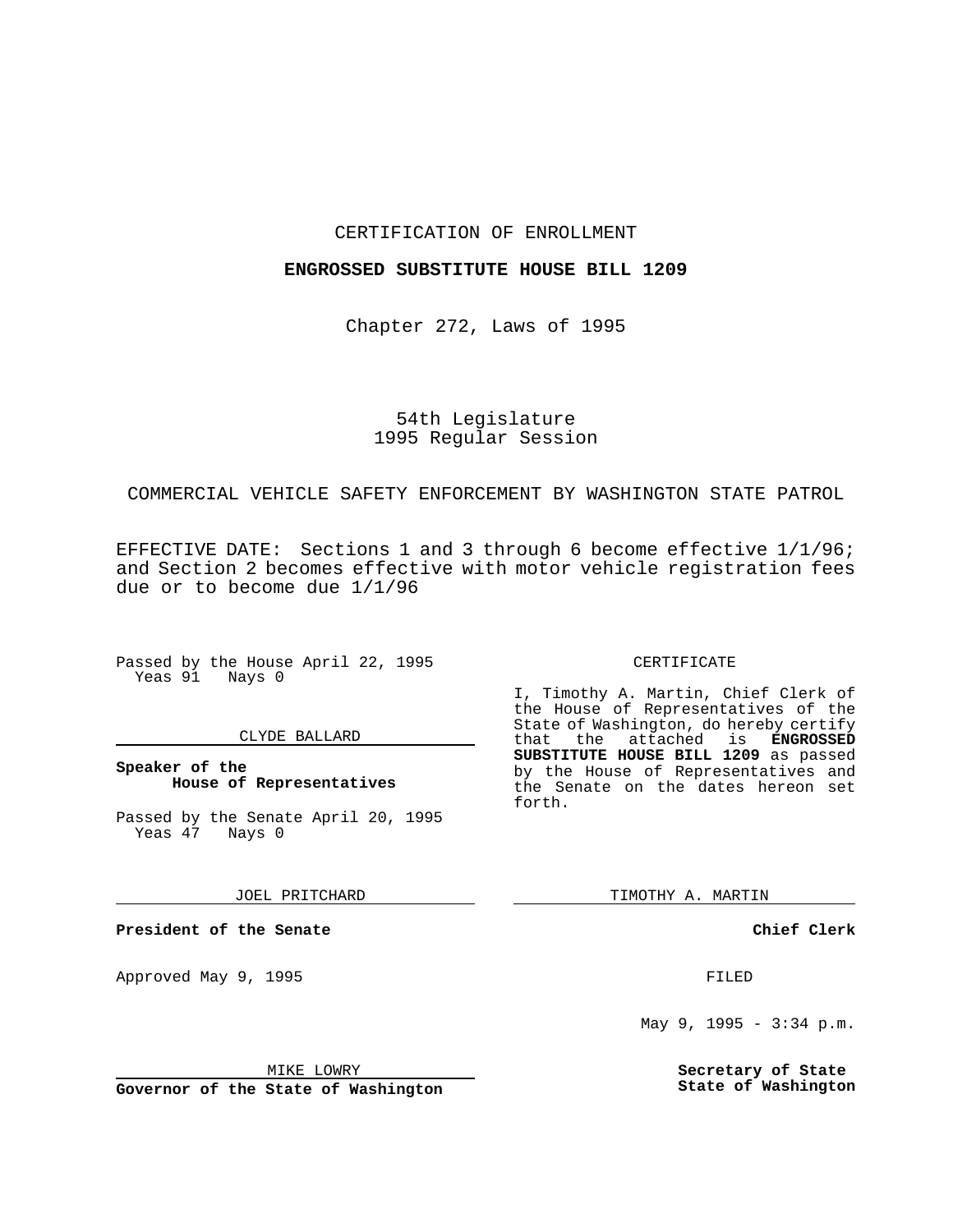CERTIFICATION OF ENROLLMENT

**ENGROSSED SUBSTITUTE HOUSE BILL 1209**

Chapter 272, Laws of 1995

54th Legislature
1995 Regular Session

COMMERCIAL VEHICLE SAFETY ENFORCEMENT BY WASHINGTON STATE PATROL

EFFECTIVE DATE: Sections 1 and 3 through 6 become effective 1/1/96; and Section 2 becomes effective with motor vehicle registration fees due or to become due 1/1/96

Passed by the House April 22, 1995
Yeas 91 Nays 0

CLYDE BALLARD

**Speaker of the House of Representatives**

Passed by the Senate April 20, 1995
Yeas 47 Nays 0

JOEL PRITCHARD

**President of the Senate**

Approved May 9, 1995

MIKE LOWRY

**Governor of the State of Washington**

CERTIFICATE

I, Timothy A. Martin, Chief Clerk of the House of Representatives of the State of Washington, do hereby certify that the attached is **ENGROSSED SUBSTITUTE HOUSE BILL 1209** as passed by the House of Representatives and the Senate on the dates hereon set forth.

TIMOTHY A. MARTIN

**Chief Clerk**

FILED

May 9, 1995 - 3:34 p.m.

**Secretary of State**
**State of Washington**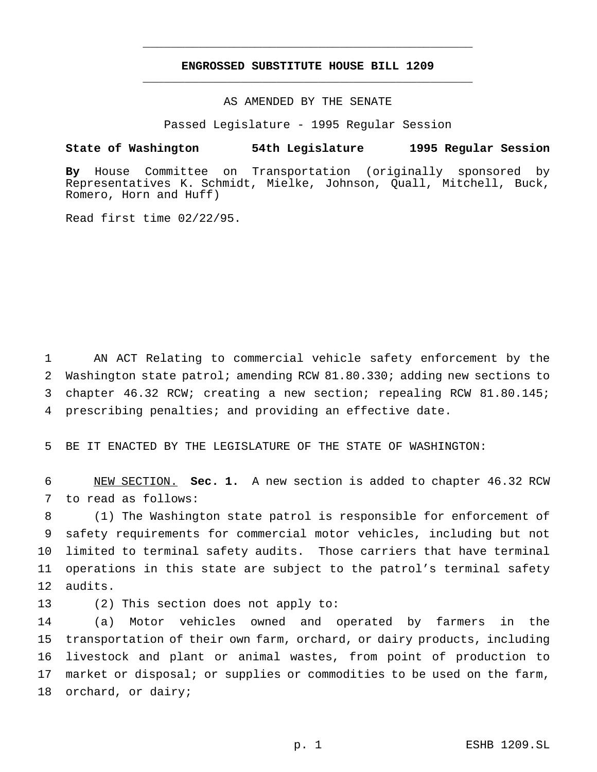# ENGROSSED SUBSTITUTE HOUSE BILL 1209

AS AMENDED BY THE SENATE

Passed Legislature - 1995 Regular Session

**State of Washington 54th Legislature 1995 Regular Session**

**By** House Committee on Transportation (originally sponsored by Representatives K. Schmidt, Mielke, Johnson, Quall, Mitchell, Buck, Romero, Horn and Huff)

Read first time 02/22/95.

AN ACT Relating to commercial vehicle safety enforcement by the Washington state patrol; amending RCW 81.80.330; adding new sections to chapter 46.32 RCW; creating a new section; repealing RCW 81.80.145; prescribing penalties; and providing an effective date.

BE IT ENACTED BY THE LEGISLATURE OF THE STATE OF WASHINGTON:

NEW SECTION. **Sec. 1.** A new section is added to chapter 46.32 RCW to read as follows:

(1) The Washington state patrol is responsible for enforcement of safety requirements for commercial motor vehicles, including but not limited to terminal safety audits. Those carriers that have terminal operations in this state are subject to the patrol's terminal safety audits.

(2) This section does not apply to:

(a) Motor vehicles owned and operated by farmers in the transportation of their own farm, orchard, or dairy products, including livestock and plant or animal wastes, from point of production to market or disposal; or supplies or commodities to be used on the farm, orchard, or dairy;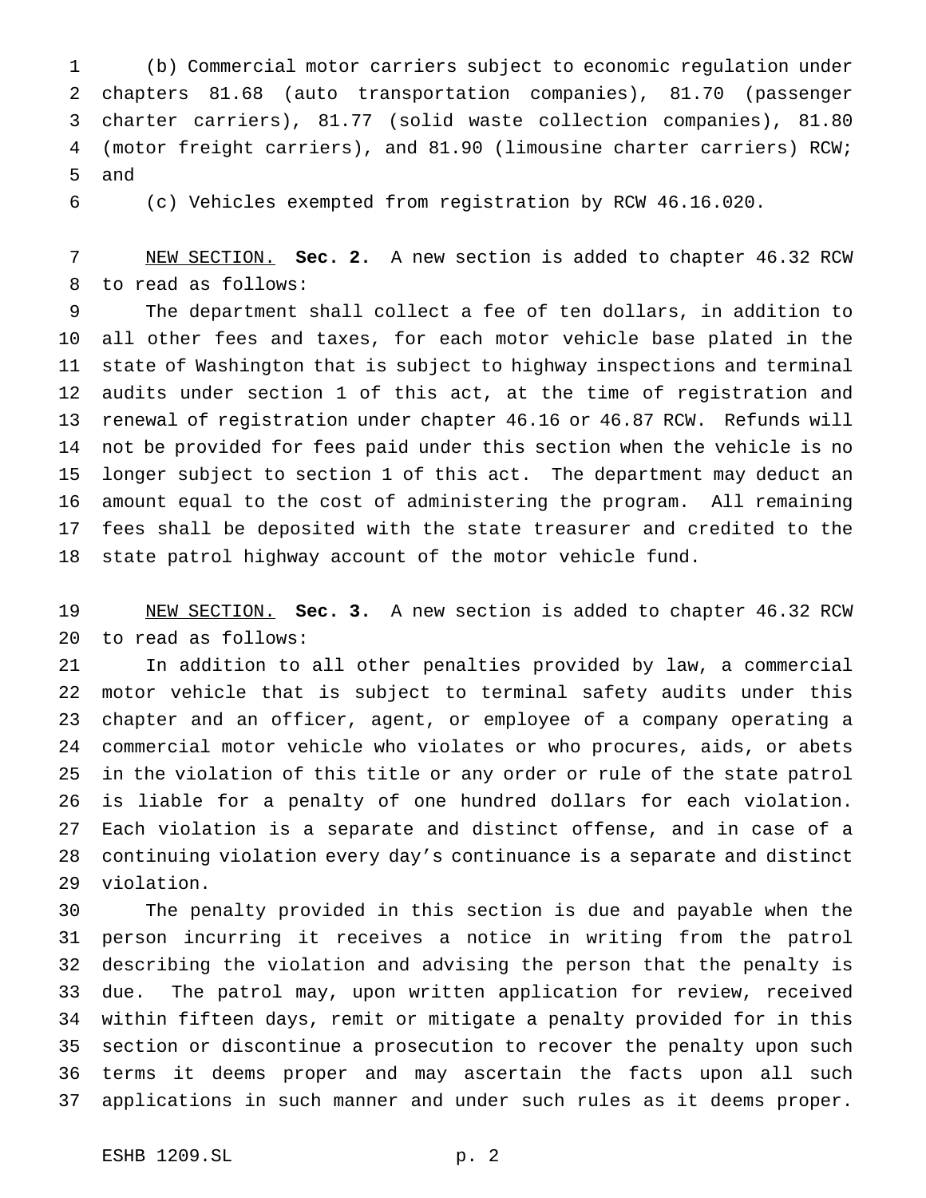(b) Commercial motor carriers subject to economic regulation under chapters 81.68 (auto transportation companies), 81.70 (passenger charter carriers), 81.77 (solid waste collection companies), 81.80 (motor freight carriers), and 81.90 (limousine charter carriers) RCW; and

(c) Vehicles exempted from registration by RCW 46.16.020.

NEW SECTION. **Sec. 2.** A new section is added to chapter 46.32 RCW to read as follows:

The department shall collect a fee of ten dollars, in addition to all other fees and taxes, for each motor vehicle base plated in the state of Washington that is subject to highway inspections and terminal audits under section 1 of this act, at the time of registration and renewal of registration under chapter 46.16 or 46.87 RCW. Refunds will not be provided for fees paid under this section when the vehicle is no longer subject to section 1 of this act. The department may deduct an amount equal to the cost of administering the program. All remaining fees shall be deposited with the state treasurer and credited to the state patrol highway account of the motor vehicle fund.

NEW SECTION. **Sec. 3.** A new section is added to chapter 46.32 RCW to read as follows:

In addition to all other penalties provided by law, a commercial motor vehicle that is subject to terminal safety audits under this chapter and an officer, agent, or employee of a company operating a commercial motor vehicle who violates or who procures, aids, or abets in the violation of this title or any order or rule of the state patrol is liable for a penalty of one hundred dollars for each violation. Each violation is a separate and distinct offense, and in case of a continuing violation every day's continuance is a separate and distinct violation.

The penalty provided in this section is due and payable when the person incurring it receives a notice in writing from the patrol describing the violation and advising the person that the penalty is due. The patrol may, upon written application for review, received within fifteen days, remit or mitigate a penalty provided for in this section or discontinue a prosecution to recover the penalty upon such terms it deems proper and may ascertain the facts upon all such applications in such manner and under such rules as it deems proper.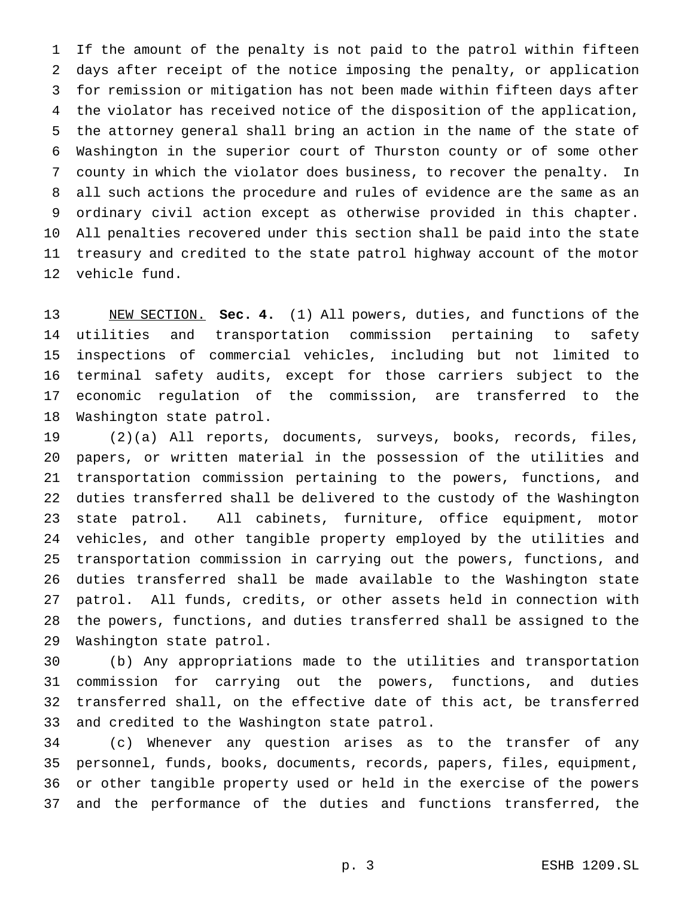If the amount of the penalty is not paid to the patrol within fifteen days after receipt of the notice imposing the penalty, or application for remission or mitigation has not been made within fifteen days after the violator has received notice of the disposition of the application, the attorney general shall bring an action in the name of the state of Washington in the superior court of Thurston county or of some other county in which the violator does business, to recover the penalty. In all such actions the procedure and rules of evidence are the same as an ordinary civil action except as otherwise provided in this chapter. All penalties recovered under this section shall be paid into the state treasury and credited to the state patrol highway account of the motor vehicle fund.

NEW SECTION. **Sec. 4.** (1) All powers, duties, and functions of the utilities and transportation commission pertaining to safety inspections of commercial vehicles, including but not limited to terminal safety audits, except for those carriers subject to the economic regulation of the commission, are transferred to the Washington state patrol.

(2)(a) All reports, documents, surveys, books, records, files, papers, or written material in the possession of the utilities and transportation commission pertaining to the powers, functions, and duties transferred shall be delivered to the custody of the Washington state patrol. All cabinets, furniture, office equipment, motor vehicles, and other tangible property employed by the utilities and transportation commission in carrying out the powers, functions, and duties transferred shall be made available to the Washington state patrol. All funds, credits, or other assets held in connection with the powers, functions, and duties transferred shall be assigned to the Washington state patrol.

(b) Any appropriations made to the utilities and transportation commission for carrying out the powers, functions, and duties transferred shall, on the effective date of this act, be transferred and credited to the Washington state patrol.

(c) Whenever any question arises as to the transfer of any personnel, funds, books, documents, records, papers, files, equipment, or other tangible property used or held in the exercise of the powers and the performance of the duties and functions transferred, the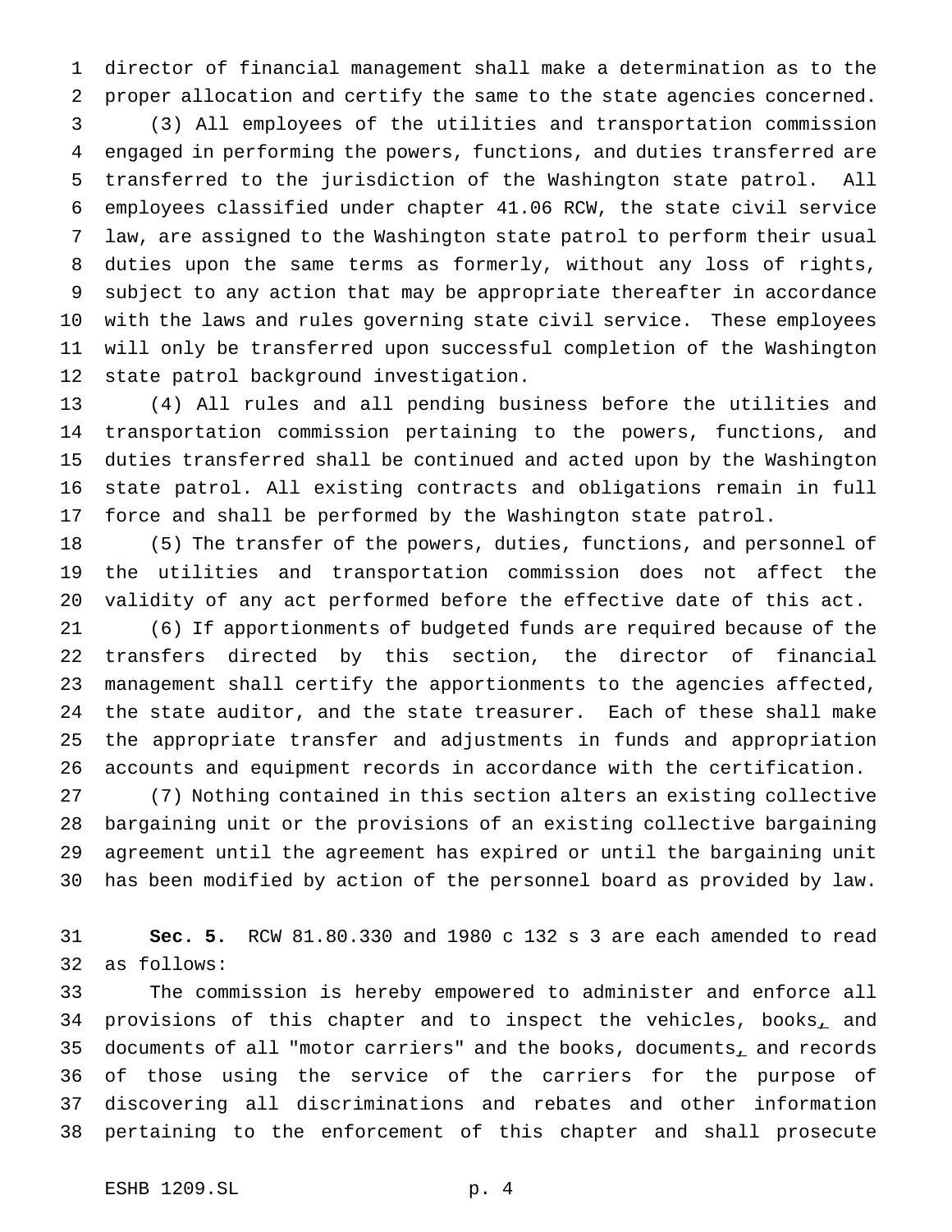director of financial management shall make a determination as to the proper allocation and certify the same to the state agencies concerned.

(3) All employees of the utilities and transportation commission engaged in performing the powers, functions, and duties transferred are transferred to the jurisdiction of the Washington state patrol. All employees classified under chapter 41.06 RCW, the state civil service law, are assigned to the Washington state patrol to perform their usual duties upon the same terms as formerly, without any loss of rights, subject to any action that may be appropriate thereafter in accordance with the laws and rules governing state civil service. These employees will only be transferred upon successful completion of the Washington state patrol background investigation.

(4) All rules and all pending business before the utilities and transportation commission pertaining to the powers, functions, and duties transferred shall be continued and acted upon by the Washington state patrol. All existing contracts and obligations remain in full force and shall be performed by the Washington state patrol.

(5) The transfer of the powers, duties, functions, and personnel of the utilities and transportation commission does not affect the validity of any act performed before the effective date of this act.

(6) If apportionments of budgeted funds are required because of the transfers directed by this section, the director of financial management shall certify the apportionments to the agencies affected, the state auditor, and the state treasurer. Each of these shall make the appropriate transfer and adjustments in funds and appropriation accounts and equipment records in accordance with the certification.

(7) Nothing contained in this section alters an existing collective bargaining unit or the provisions of an existing collective bargaining agreement until the agreement has expired or until the bargaining unit has been modified by action of the personnel board as provided by law.

**Sec. 5.** RCW 81.80.330 and 1980 c 132 s 3 are each amended to read as follows:

The commission is hereby empowered to administer and enforce all provisions of this chapter and to inspect the vehicles, books, and documents of all "motor carriers" and the books, documents, and records of those using the service of the carriers for the purpose of discovering all discriminations and rebates and other information pertaining to the enforcement of this chapter and shall prosecute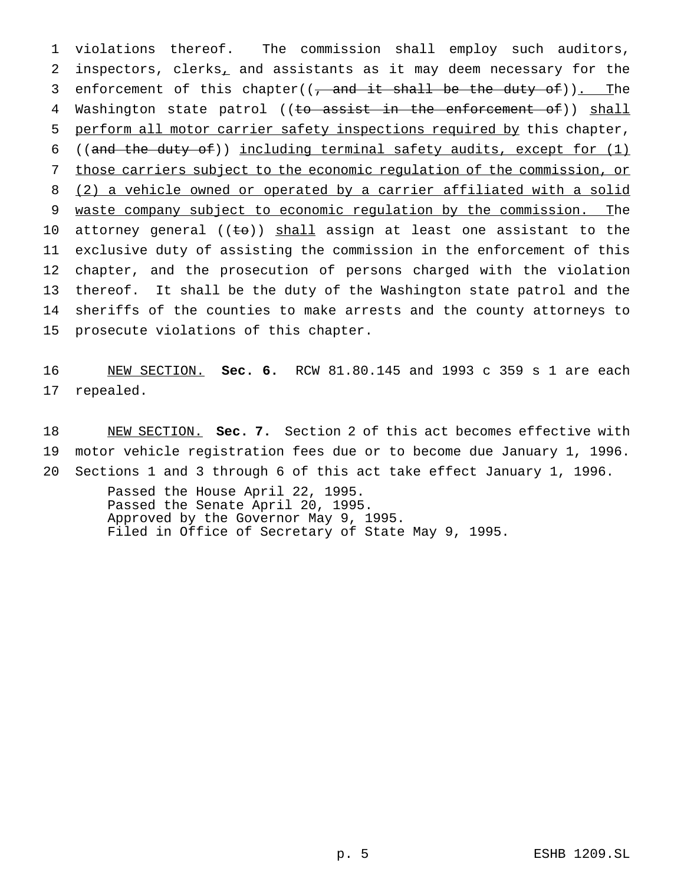violations thereof. The commission shall employ such auditors, inspectors, clerks, and assistants as it may deem necessary for the enforcement of this chapter((, and it shall be the duty of)). The Washington state patrol ((to assist in the enforcement of)) shall perform all motor carrier safety inspections required by this chapter, ((and the duty of)) including terminal safety audits, except for (1) those carriers subject to the economic regulation of the commission, or (2) a vehicle owned or operated by a carrier affiliated with a solid waste company subject to economic regulation by the commission. The attorney general ((to)) shall assign at least one assistant to the exclusive duty of assisting the commission in the enforcement of this chapter, and the prosecution of persons charged with the violation thereof. It shall be the duty of the Washington state patrol and the sheriffs of the counties to make arrests and the county attorneys to prosecute violations of this chapter.

NEW SECTION. **Sec. 6.** RCW 81.80.145 and 1993 c 359 s 1 are each repealed.

NEW SECTION. **Sec. 7.** Section 2 of this act becomes effective with motor vehicle registration fees due or to become due January 1, 1996. Sections 1 and 3 through 6 of this act take effect January 1, 1996.

Passed the House April 22, 1995.
Passed the Senate April 20, 1995.
Approved by the Governor May 9, 1995.
Filed in Office of Secretary of State May 9, 1995.